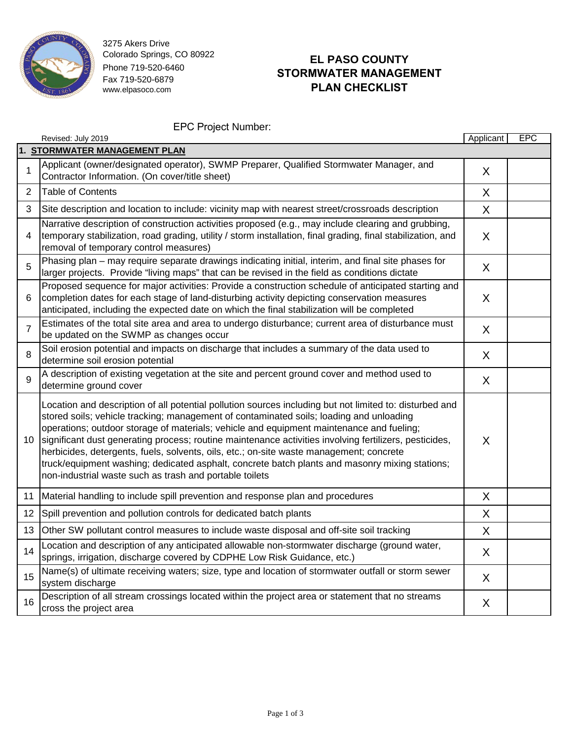3275 Akers Drive
Colorado Springs, CO 80922
Phone 719-520-6460
Fax 719-520-6879
www.elpasoco.com

# EL PASO COUNTY STORMWATER MANAGEMENT PLAN CHECKLIST

EPC Project Number:

Revised: July 2019

| | | Applicant | EPC |
|---|---|---|---|
| **1. STORMWATER MANAGEMENT PLAN** | | | |
| 1 | Applicant (owner/designated operator), SWMP Preparer, Qualified Stormwater Manager, and Contractor Information. (On cover/title sheet) | X | |
| 2 | Table of Contents | X | |
| 3 | Site description and location to include: vicinity map with nearest street/crossroads description | X | |
| 4 | Narrative description of construction activities proposed (e.g., may include clearing and grubbing, temporary stabilization, road grading, utility / storm installation, final grading, final stabilization, and removal of temporary control measures) | X | |
| 5 | Phasing plan – may require separate drawings indicating initial, interim, and final site phases for larger projects. Provide "living maps" that can be revised in the field as conditions dictate | X | |
| 6 | Proposed sequence for major activities: Provide a construction schedule of anticipated starting and completion dates for each stage of land-disturbing activity depicting conservation measures anticipated, including the expected date on which the final stabilization will be completed | X | |
| 7 | Estimates of the total site area and area to undergo disturbance; current area of disturbance must be updated on the SWMP as changes occur | X | |
| 8 | Soil erosion potential and impacts on discharge that includes a summary of the data used to determine soil erosion potential | X | |
| 9 | A description of existing vegetation at the site and percent ground cover and method used to determine ground cover | X | |
| 10 | Location and description of all potential pollution sources including but not limited to: disturbed and stored soils; vehicle tracking; management of contaminated soils; loading and unloading operations; outdoor storage of materials; vehicle and equipment maintenance and fueling; significant dust generating process; routine maintenance activities involving fertilizers, pesticides, herbicides, detergents, fuels, solvents, oils, etc.; on-site waste management; concrete truck/equipment washing; dedicated asphalt, concrete batch plants and masonry mixing stations; non-industrial waste such as trash and portable toilets | X | |
| 11 | Material handling to include spill prevention and response plan and procedures | X | |
| 12 | Spill prevention and pollution controls for dedicated batch plants | X | |
| 13 | Other SW pollutant control measures to include waste disposal and off-site soil tracking | X | |
| 14 | Location and description of any anticipated allowable non-stormwater discharge (ground water, springs, irrigation, discharge covered by CDPHE Low Risk Guidance, etc.) | X | |
| 15 | Name(s) of ultimate receiving waters; size, type and location of stormwater outfall or storm sewer system discharge | X | |
| 16 | Description of all stream crossings located within the project area or statement that no streams cross the project area | X | |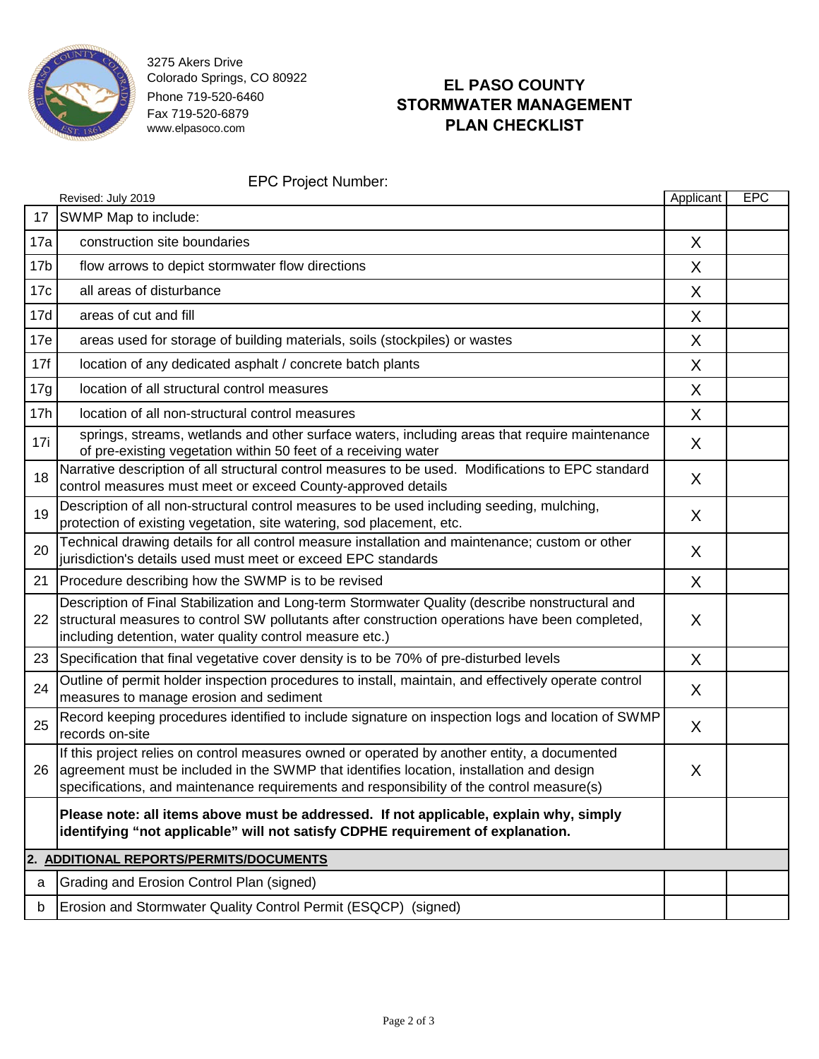3275 Akers Drive
Colorado Springs, CO 80922
Phone 719-520-6460
Fax 719-520-6879
www.elpasoco.com

# EL PASO COUNTY STORMWATER MANAGEMENT PLAN CHECKLIST

EPC Project Number:

| | Revised: July 2019 | Applicant | EPC |
|---|---|---|---|
| 17 | SWMP Map to include: | | |
| 17a | construction site boundaries | X | |
| 17b | flow arrows to depict stormwater flow directions | X | |
| 17c | all areas of disturbance | X | |
| 17d | areas of cut and fill | X | |
| 17e | areas used for storage of building materials, soils (stockpiles) or wastes | X | |
| 17f | location of any dedicated asphalt / concrete batch plants | X | |
| 17g | location of all structural control measures | X | |
| 17h | location of all non-structural control measures | X | |
| 17i | springs, streams, wetlands and other surface waters, including areas that require maintenance of pre-existing vegetation within 50 feet of a receiving water | X | |
| 18 | Narrative description of all structural control measures to be used. Modifications to EPC standard control measures must meet or exceed County-approved details | X | |
| 19 | Description of all non-structural control measures to be used including seeding, mulching, protection of existing vegetation, site watering, sod placement, etc. | X | |
| 20 | Technical drawing details for all control measure installation and maintenance; custom or other jurisdiction's details used must meet or exceed EPC standards | X | |
| 21 | Procedure describing how the SWMP is to be revised | X | |
| 22 | Description of Final Stabilization and Long-term Stormwater Quality (describe nonstructural and structural measures to control SW pollutants after construction operations have been completed, including detention, water quality control measure etc.) | X | |
| 23 | Specification that final vegetative cover density is to be 70% of pre-disturbed levels | X | |
| 24 | Outline of permit holder inspection procedures to install, maintain, and effectively operate control measures to manage erosion and sediment | X | |
| 25 | Record keeping procedures identified to include signature on inspection logs and location of SWMP records on-site | X | |
| 26 | If this project relies on control measures owned or operated by another entity, a documented agreement must be included in the SWMP that identifies location, installation and design specifications, and maintenance requirements and responsibility of the control measure(s) | X | |
| | **Please note: all items above must be addressed. If not applicable, explain why, simply identifying "not applicable" will not satisfy CDPHE requirement of explanation.** | | |
| **2.** | **ADDITIONAL REPORTS/PERMITS/DOCUMENTS** | | |
| a | Grading and Erosion Control Plan (signed) | | |
| b | Erosion and Stormwater Quality Control Permit (ESQCP) (signed) | | |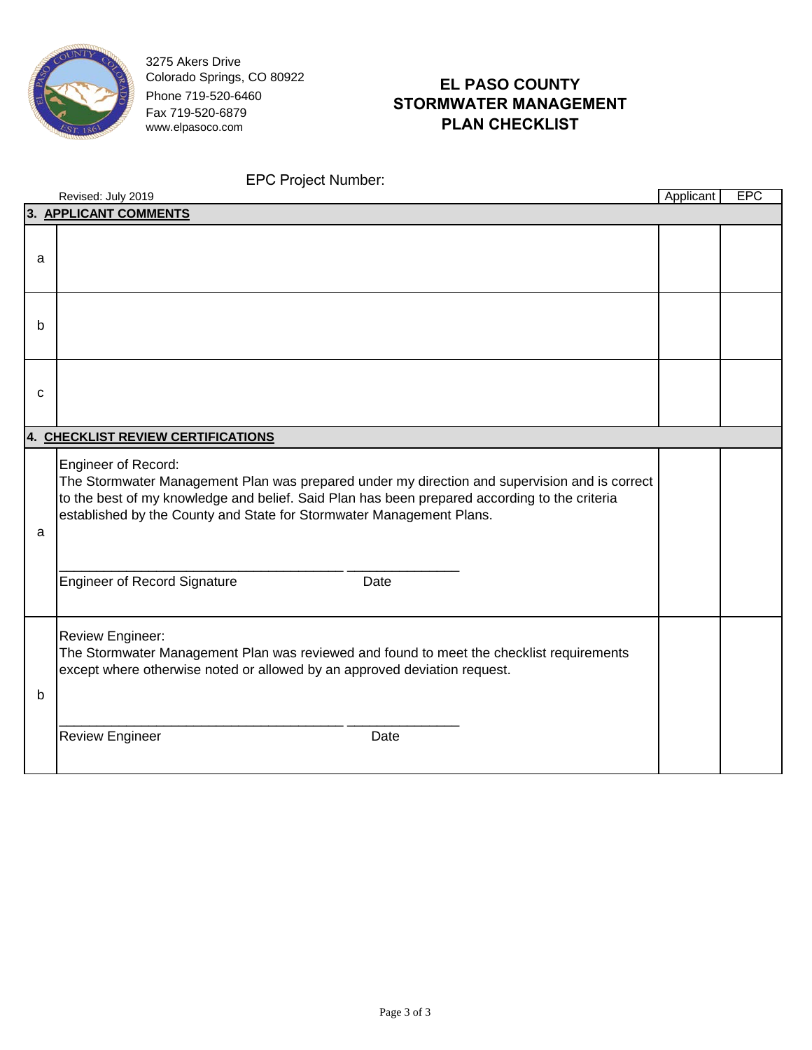3275 Akers Drive
Colorado Springs, CO 80922
Phone 719-520-6460
Fax 719-520-6879
www.elpasoco.com

# EL PASO COUNTY STORMWATER MANAGEMENT PLAN CHECKLIST

EPC Project Number:

Revised: July 2019

| | | Applicant | EPC |
|---|---|---|---|
| **3. APPLICANT COMMENTS** | | | |
| a | | | |
| b | | | |
| c | | | |
| **4. CHECKLIST REVIEW CERTIFICATIONS** | | | |
| a | Engineer of Record:<br>The Stormwater Management Plan was prepared under my direction and supervision and is correct to the best of my knowledge and belief. Said Plan has been prepared according to the criteria established by the County and State for Stormwater Management Plans.<br><br>_______________________________________ _______________<br>Engineer of Record Signature Date | | |
| b | Review Engineer:<br>The Stormwater Management Plan was reviewed and found to meet the checklist requirements except where otherwise noted or allowed by an approved deviation request.<br><br>_______________________________________ _______________<br>Review Engineer Date | | |